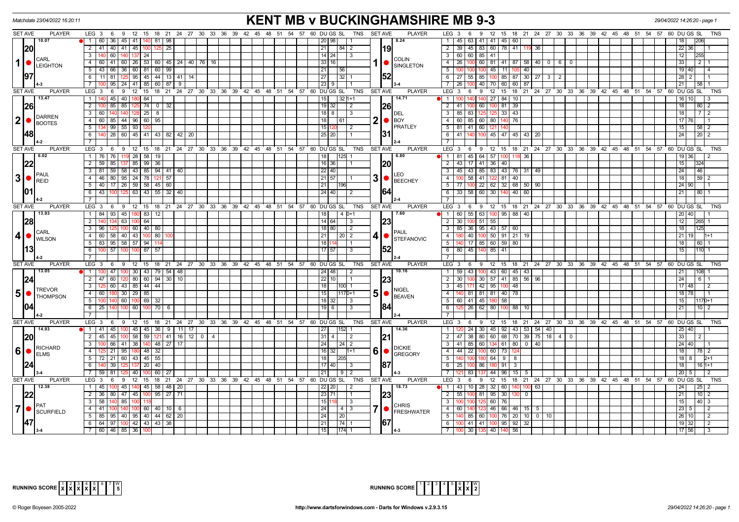Matchdate 23/04/2022 16:20:11

# KENT MB v BUCKINGHAMSHIRE MB 9-3

29/04/2022 14:26:20 - page 1

| SET AVE | PLAYER | LEG | Scores | DU GS SL | TNS | SET AVE | PLAYER | LEG | Scores | DU GS SL | TNS |
|---|---|---|---|---|---|---|---|---|---|---|---|
| 10.07 | CARL LEIGHTON | 1 | 60 36 45 41 140 81 98 | 20 98 | 1 | 8.24 | COLIN SINGLETON | 1 | 45 63 41 41 45 60 | 18 206 | |
| 20 | | 2 | 41 40 41 45 100 125 25 | 21 84 | 2 | 19 | | 2 | 39 45 83 60 78 41 119 36 | 22 36 | 1 |
| | | 3 | 140 60 140 137 24 | 14 24 | 3 | | | 3 | 60 60 85 41 | 12 255 | |
| | | 4 | 60 41 60 26 53 60 45 24 40 76 16 | 33 16 | | | | 4 | 26 100 60 81 41 87 58 40 0 6 0 | 33 2 | 1 |
| 97 | | 5 | 43 66 36 60 81 60 99 | 21 56 | | 52 | | 5 | 100 100 100 45 11 105 40 | 19 40 | 4 |
| | | 6 | 11 81 125 95 45 44 13 41 14 | 27 32 | 1 | | | 6 | 27 55 85 100 85 87 30 27 3 2 | 28 2 | 1 |
| | 4-3 | 7 | 100 95 24 41 85 60 87 9 | 23 9 | 1 | | 3-4 | 7 | 26 100 40 70 60 60 87 | 21 58 | 1 |
| 13.47 | DARREN BOOTES | 1 | 140 45 40 180 64 | 15 32 | 1+1 | 14.71 | DEL BOY PRATLEY | 1 | 100 140 140 27 84 10 | 16 10 | 3 |
| 26 | | 2 | 100 85 85 125 74 0 32 | 19 32 | 2 | 26 | | 2 | 41 100 60 100 81 39 | 18 80 | 2 |
| | | 3 | 60 140 140 128 25 8 | 18 8 | 3 | | | 3 | 85 83 125 125 33 43 | 18 7 | 2 |
| | | 4 | 60 85 44 96 60 95 | 18 61 | | | | 4 | 60 85 60 80 140 76 | 17 76 | 1 |
| 48 | | 5 | 134 99 55 93 120 | 15 120 | 2 | 31 | | 5 | 81 41 60 121 140 | 15 58 | 2 |
| | | 6 | 140 28 60 45 41 43 82 42 20 | 25 20 | 1 | | | 6 | 41 140 100 45 47 45 43 20 | 24 20 | 2 |
| | 4-2 | 7 | | | | | 2-4 | 7 | | | |
| 6.02 | PAUL REID | 1 | 76 76 119 28 58 19 | 18 125 | 1 | 6.80 | LEO BEECHEY | 1 | 81 45 64 57 100 118 36 | 19 36 | 2 |
| 22 | | 2 | 59 85 137 85 99 36 | 16 36 | 1 | 20 | | 2 | 43 17 41 36 40 | 15 324 | |
| | | 3 | 81 59 58 43 85 94 41 40 | 22 40 | | | | 3 | 45 43 85 83 43 76 31 49 | 24 46 | |
| | | 4 | 46 80 95 24 78 121 57 | 21 57 | 1 | | | 4 | 100 58 41 122 81 40 | 18 59 | 2 |
| 01 | | 5 | 40 17 26 59 58 45 60 | 21 196 | | 64 | | 5 | 77 100 22 62 32 68 50 90 | 24 90 | 1 |
| | | 6 | 43 100 125 63 43 55 32 40 | 24 40 | 2 | | | 6 | 33 58 60 30 140 40 60 | 21 80 | 1 |
| | 4-2 | 7 | | | | | 2-4 | 7 | | | |
| 13.93 | CARL WILSON | 1 | 84 93 45 180 83 12 | 18 4 | 0+1 | 7.60 | PAUL STEFANOVIC | 1 | 60 55 63 100 95 88 40 | 20 40 | 1 |
| 28 | | 2 | 140 134 63 100 64 | 14 64 | 3 | 23 | | 2 | 30 100 51 55 | 12 265 | 1 |
| | | 3 | 96 125 100 60 40 80 | 18 80 | 2 | | | 3 | 85 36 95 43 57 60 | 18 125 | |
| | | 4 | 60 58 40 43 100 80 100 | 21 20 | 2 | | | 4 | 180 40 100 50 91 21 19 | 21 19 | 1+1 |
| 13 | | 5 | 83 95 58 57 94 114 | 18 114 | 1 | 52 | | 5 | 140 17 85 60 59 80 | 18 60 | 1 |
| | | 6 | 100 57 100 100 87 57 | 17 57 | 3 | | | 6 | 80 45 140 85 41 | 15 110 | 1 |
| | 4-2 | 7 | | | | | 2-4 | 7 | | | |
| 13.05 | TREVOR THOMPSON | 1 | 100 47 100 30 43 79 54 48 | 24 48 | 2 | 10.16 | NIGEL BEAVEN | 1 | 59 43 100 43 60 45 43 | 21 108 | 1 |
| 24 | | 2 | 47 60 120 80 60 94 30 10 | 22 10 | 1 | 23 | | 2 | 30 100 30 57 41 85 56 96 | 24 6 | 1 |
| | | 3 | 125 60 43 85 44 44 | 18 100 | 1 | | | 3 | 45 171 42 95 100 48 | 17 48 | 2 |
| | | 4 | 60 180 30 29 85 | 15 117 | 0+1 | | | 4 | 140 81 81 81 40 78 | 18 78 | 1 |
| 04 | | 5 | 100 140 60 100 69 32 | 18 32 | 3 | 84 | | 5 | 60 41 45 180 58 | 15 117 | 0+1 |
| | | 6 | 25 140 100 60 100 70 6 | 19 6 | 3 | | | 6 | 125 26 62 80 100 88 10 | 21 10 | 2 |
| | 4-2 | 7 | | | | | 2-4 | 7 | | | |
| 14.93 | RICHARD ELMS | 1 | 41 45 100 45 45 36 9 11 17 | 27 152 | 1 | 14.36 | DICKIE GREGORY | 1 | 120 24 30 45 92 43 53 54 40 | 25 40 | 1 |
| 20 | | 2 | 45 45 100 58 59 121 41 16 12 0 4 | 31 4 | 2 | 21 | | 2 | 47 38 80 60 68 70 39 75 18 4 0 | 33 2 | |
| | | 3 | 100 66 41 38 140 48 27 17 | 24 24 | 2 | | | 3 | 41 85 60 134 61 80 0 40 | 24 40 | 1 |
| | | 4 | 125 21 95 180 48 32 | 16 32 | 1+1 | | | 4 | 44 22 100 60 73 124 | 18 78 | 2 |
| 24 | | 5 | 72 21 60 43 45 55 | 18 205 | | 87 | | 5 | 140 100 180 64 9 8 | 18 8 | 2+1 |
| | | 6 | 140 39 125 137 20 40 | 17 40 | 3 | | | 6 | 25 100 86 180 91 3 | 18 16 | 1+1 |
| | 3-4 | 7 | 59 81 125 40 100 60 27 | 21 9 | 2 | | 4-3 | 7 | 121 83 137 44 96 15 5 | 20 5 | 2 |
| 12.38 | PAT SCURFIELD | 1 | 45 100 45 140 45 58 48 20 | 22 20 | 2 | 18.73 | CHRIS FRESHWATER | 1 | 43 10 28 32 60 140 100 63 | 24 25 | 2 |
| 22 | | 2 | 36 80 47 45 100 95 27 71 | 23 71 | 1 | 23 | | 2 | 55 100 81 95 30 130 0 | 21 10 | 2 |
| | | 3 | 58 140 85 100 118 | 15 118 | 3 | | | 3 | 100 100 125 60 76 | 15 40 | 3 |
| | | 4 | 41 100 140 100 60 40 10 6 | 24 4 | 3 | | | 4 | 60 140 123 46 66 46 15 5 | 23 5 | 2 |
| 47 | | 5 | 85 95 40 95 40 44 62 20 | 24 20 | | 67 | | 5 | 140 85 60 100 76 20 10 0 10 | 26 10 | 2 |
| | | 6 | 64 97 100 42 43 43 38 | 21 74 | 1 | | | 6 | 100 41 41 100 95 92 32 | 19 32 | 2 |
| | 3-4 | 7 | 60 46 85 36 100 | 15 174 | 1 | | 4-3 | 7 | 100 30 135 40 140 56 | 17 56 | 3 |

RUNNING SCORE: 1 X, 2 X, 3 X, 4 X, 5 X, 6 –, 7 –, W 5

RUNNING SCORE: 1 –, 2 –, 3 –, 4 –, 5 –, 6 X, 7 X, W 2

© Roger Boyesen 2005-2022 http://www.dartsforwindows.com - Darts for Windows v.2.9.3.15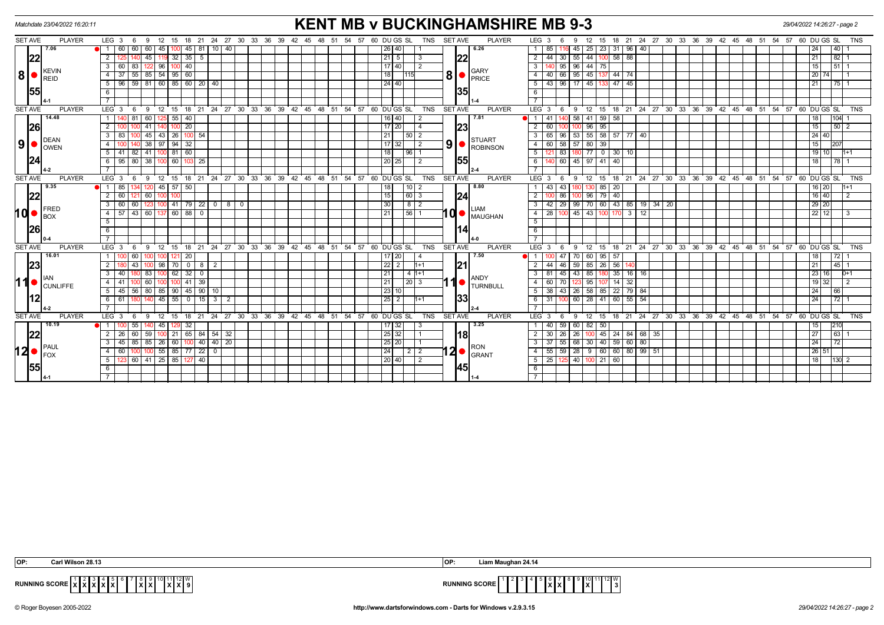Matchdate 23/04/2022 16:20:11

# KENT MB v BUCKINGHAMSHIRE MB 9-3

29/04/2022 14:26:27 - page 2

| SET AVE | PLAYER | LEG | 3 | 6 | 9 | 12 | 15 | 18 | 21 | 24 | 27 | 30 | DU | GS | SL | TNS | SET AVE | PLAYER | LEG | 3 | 6 | 9 | 12 | 15 | 18 | 21 | 24 | 27 | 30 | DU | GS | SL | TNS |
|---|---|---|---|---|---|---|---|---|---|---|---|---|---|---|---|---|---|---|---|---|---|---|---|---|---|---|---|---|---|---|---|---|---|
| 7.06 | 8 KEVIN REID | 1 | 60 | 60 | 60 | 45 | 100 | 45 | 81 | 10 | 40 | | 26 | 40 | | 1 | 6.26 | 8 GARY PRICE | 1 | 85 | 116 | 45 | 25 | 23 | 31 | 96 | 40 | | | | 24 | | 40 | 1 |
| 22 | | 2 | 125 | 140 | 45 | 119 | 32 | 35 | 5 | | | | 21 | 5 | | 3 | 22 | | 2 | 44 | 30 | 55 | 44 | 100 | 58 | 88 | | | | | 21 | | 82 | 1 |
| | | 3 | 60 | 83 | 122 | 96 | 100 | 40 | | | | | 17 | 40 | | 2 | | | 3 | 140 | 95 | 96 | 44 | 75 | | | | | | | 15 | | 51 | 1 |
| | | 4 | 37 | 55 | 85 | 54 | 95 | 60 | | | | | 18 | | 115 | | | | 4 | 40 | 66 | 95 | 45 | 137 | 44 | 74 | | | | | 20 | 74 | | 1 |
| 55 | | 5 | 96 | 59 | 81 | 60 | 85 | 60 | 20 | 40 | | | 24 | 40 | | | 35 | | 5 | 43 | 96 | 17 | 45 | 133 | 47 | 45 | | | | | 21 | | 75 | 1 |
| | 4-1 | 6 | | | | | | | | | | | | | | | | 1-4 | 6 | | | | | | | | | | | | | | | |
| 14.48 | 9 DEAN OWEN | 1 | 140 | 81 | 60 | 125 | 55 | 40 | | | | | 16 | 40 | | 2 | 7.81 | 9 STUART ROBINSON | 1 | 41 | 140 | 58 | 41 | 59 | 58 | | | | | | 18 | | 104 | 1 |
| 26 | | 2 | 100 | 100 | 41 | 140 | 100 | 20 | | | | | 17 | 20 | | 4 | 23 | | 2 | 60 | 100 | 100 | 96 | 95 | | | | | | | 15 | | 50 | 2 |
| | | 3 | 83 | 100 | 45 | 43 | 26 | 100 | 54 | | | | 21 | | 50 | 2 | | | 3 | 65 | 96 | 53 | 55 | 58 | 57 | 77 | 40 | | | | 24 | 40 | | |
| | | 4 | 100 | 140 | 38 | 97 | 94 | 32 | | | | | 17 | 32 | | 2 | | | 4 | 60 | 58 | 57 | 80 | 39 | | | | | | | 15 | | 207 | |
| 24 | | 5 | 41 | 82 | 41 | 100 | 81 | 60 | | | | | 18 | | 96 | 1 | 55 | | 5 | 121 | 83 | 180 | 77 | 0 | 30 | 10 | | | | | 19 | 10 | | 1+1 |
| | 4-2 | 6 | 95 | 80 | 38 | 100 | 60 | 103 | 25 | | | | 20 | 25 | | 2 | | 2-4 | 6 | 140 | 60 | 45 | 97 | 41 | 40 | | | | | | 18 | | 78 | 1 |
| 9.35 | 10 FRED BOX | 1 | 85 | 134 | 120 | 45 | 57 | 50 | | | | | 18 | | 10 | 2 | 8.80 | 10 LIAM MAUGHAN | 1 | 43 | 43 | 180 | 130 | 85 | 20 | | | | | | 16 | 20 | | 1+1 |
| 22 | | 2 | 60 | 121 | 60 | 100 | 100 | | | | | | 15 | | 60 | 3 | 24 | | 2 | 100 | 86 | 100 | 96 | 79 | 40 | | | | | | 16 | 40 | | 2 |
| | | 3 | 60 | 60 | 123 | 100 | 41 | 79 | 22 | 0 | 8 | 0 | 30 | | 8 | 2 | | | 3 | 42 | 29 | 99 | 70 | 60 | 43 | 85 | 19 | 34 | 20 | | 29 | 20 | | |
| 26 | | 4 | 57 | 43 | 60 | 137 | 60 | 88 | 0 | | | | 21 | | 56 | 1 | 14 | | 4 | 28 | 100 | 45 | 43 | 100 | 170 | 3 | 12 | | | | 22 | 12 | | 3 |
| | 0-4 | | | | | | | | | | | | | | | | | 4-0 | | | | | | | | | | | | | | | | |
| 16.01 | 11 IAN CUNLIFFE | 1 | 100 | 60 | 100 | 100 | 121 | 20 | | | | | 17 | 20 | | 4 | 7.50 | 11 ANDY TURNBULL | 1 | 100 | 47 | 70 | 60 | 95 | 57 | | | | | | 18 | | 72 | 1 |
| 23 | | 2 | 180 | 43 | 100 | 98 | 70 | 0 | 8 | 2 | | | 22 | 2 | | 1+1 | 21 | | 2 | 44 | 46 | 59 | 85 | 26 | 56 | 140 | | | | | 21 | | 45 | 1 |
| | | 3 | 40 | 180 | 83 | 100 | 62 | 32 | 0 | | | | 21 | | 4 | 1+1 | | | 3 | 81 | 45 | 43 | 85 | 180 | 35 | 16 | 16 | | | | 23 | 16 | | 0+1 |
| | | 4 | 41 | 100 | 60 | 100 | 100 | 41 | 39 | | | | 21 | | 20 | 3 | | | 4 | 60 | 70 | 123 | 95 | 107 | 14 | 32 | | | | | 19 | 32 | | 2 |
| 12 | | 5 | 45 | 56 | 80 | 85 | 90 | 45 | 90 | 10 | | | 23 | 10 | | | 33 | | 5 | 38 | 43 | 26 | 58 | 85 | 22 | 79 | 84 | | | | 24 | | 66 | |
| | 4-2 | 6 | 61 | 180 | 140 | 45 | 55 | 0 | 15 | 3 | 2 | | 25 | 2 | | 1+1 | | 2-4 | 6 | 31 | 100 | 60 | 28 | 41 | 60 | 55 | 54 | | | | 24 | | 72 | 1 |
| 10.19 | 12 PAUL FOX | 1 | 100 | 55 | 140 | 45 | 129 | 32 | | | | | 17 | 32 | | 3 | 3.25 | 12 RON GRANT | 1 | 40 | 59 | 60 | 82 | 50 | | | | | | | 15 | | 210 | |
| 22 | | 2 | 26 | 60 | 59 | 100 | 21 | 65 | 84 | 54 | 32 | | 25 | 32 | | 1 | 18 | | 2 | 30 | 26 | 26 | 100 | 45 | 24 | 84 | 68 | 35 | | | 27 | | 63 | 1 |
| | | 3 | 45 | 85 | 85 | 26 | 60 | 100 | 40 | 40 | 20 | | 25 | 20 | | 1 | | | 3 | 37 | 55 | 68 | 30 | 40 | 59 | 60 | 80 | | | | 24 | | 72 | |
| | | 4 | 60 | 100 | 100 | 55 | 85 | 77 | 22 | 0 | | | 24 | | 2 | 2 | | | 4 | 55 | 59 | 28 | 9 | 60 | 60 | 80 | 99 | 51 | | | 26 | 51 | | |
| 55 | | 5 | 123 | 60 | 41 | 25 | 85 | 127 | 40 | | | | 20 | 40 | | 2 | 45 | | 5 | 25 | 125 | 40 | 100 | 21 | 60 | | | | | | 18 | | 130 | 2 |
| | 4-1 | 6 | | | | | | | | | | | | | | | | 1-4 | 6 | | | | | | | | | | | | | | | |

OP: Carl Wilson 28.13

OP: Liam Maughan 24.14

| RUNNING SCORE | 1 | 2 | 3 | 4 | 5 | 6 | 7 | 8 | 9 | 10 | 11 | 12 | W |
|---|---|---|---|---|---|---|---|---|---|---|---|---|---|
| | X | X | X | X | X | | | X | X | | X | X | 9 |

| RUNNING SCORE | 1 | 2 | 3 | 4 | 5 | 6 | 7 | 8 | 9 | 10 | 11 | 12 | W |
|---|---|---|---|---|---|---|---|---|---|---|---|---|---|
| | | | | | | X | X | | | X | | | 3 |

© Roger Boyesen 2005-2022 http://www.dartsforwindows.com - Darts for Windows v.2.9.3.15 29/04/2022 14:26:27 - page 2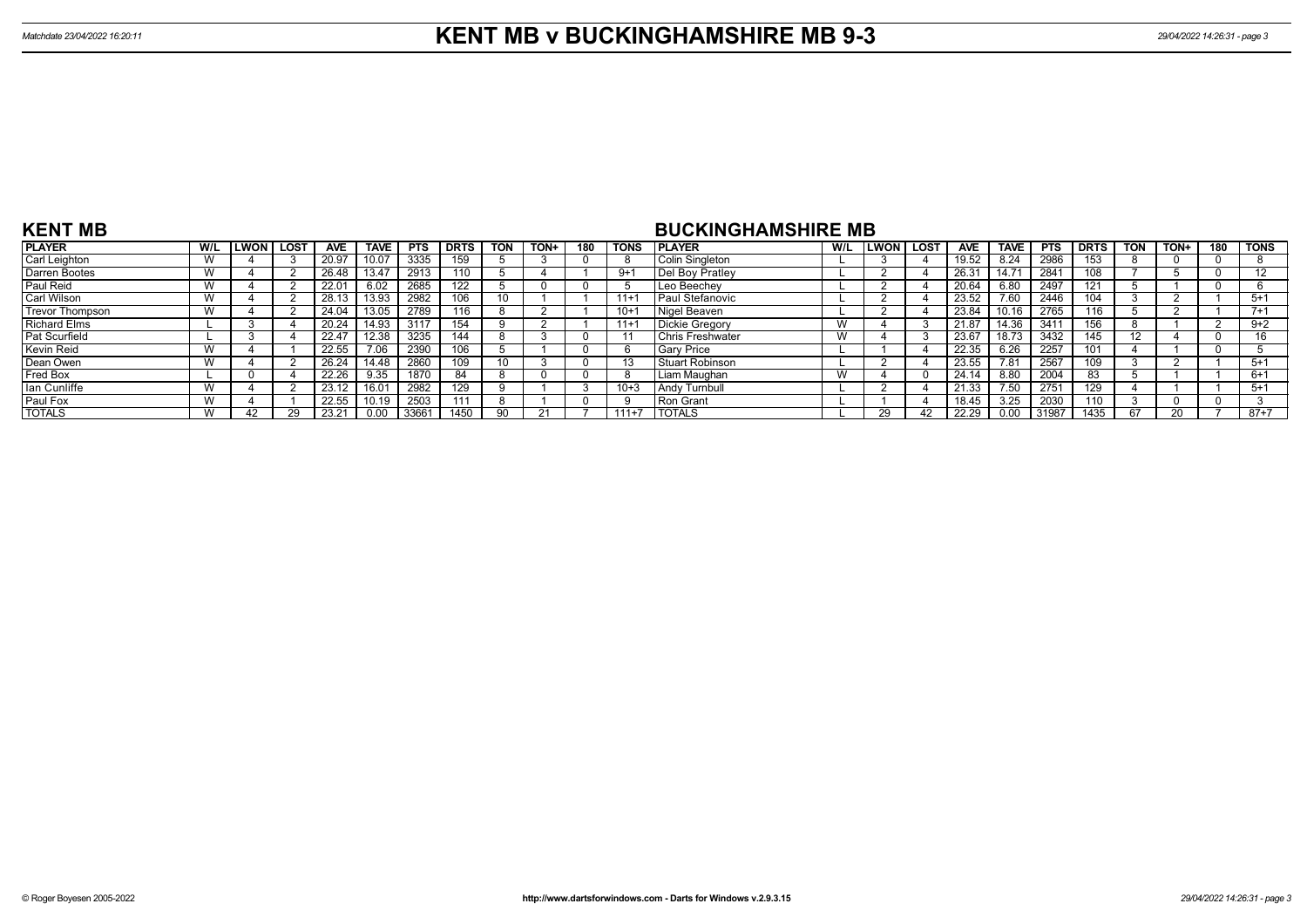# KENT MB v BUCKINGHAMSHIRE MB 9-3

Matchdate 23/04/2022 16:20:11

## KENT MB

| PLAYER | W/L | LWON | LOST | AVE | TAVE | PTS | DRTS | TON | TON+ | 180 | TONS |
|---|---|---|---|---|---|---|---|---|---|---|---|
| Carl Leighton | W | 4 | 3 | 20.97 | 10.07 | 3335 | 159 | 5 | 3 | 0 | 8 |
| Darren Bootes | W | 4 | 2 | 26.48 | 13.47 | 2913 | 110 | 5 | 4 | 1 | 9+1 |
| Paul Reid | W | 4 | 2 | 22.01 | 6.02 | 2685 | 122 | 5 | 0 | 0 | 5 |
| Carl Wilson | W | 4 | 2 | 28.13 | 13.93 | 2982 | 106 | 10 | 1 | 1 | 11+1 |
| Trevor Thompson | W | 4 | 2 | 24.04 | 13.05 | 2789 | 116 | 8 | 2 | 1 | 10+1 |
| Richard Elms | L | 3 | 4 | 20.24 | 14.93 | 3117 | 154 | 9 | 2 | 1 | 11+1 |
| Pat Scurfield | L | 3 | 4 | 22.47 | 12.38 | 3235 | 144 | 8 | 3 | 0 | 11 |
| Kevin Reid | W | 4 | 1 | 22.55 | 7.06 | 2390 | 106 | 5 | 1 | 0 | 6 |
| Dean Owen | W | 4 | 2 | 26.24 | 14.48 | 2860 | 109 | 10 | 3 | 0 | 13 |
| Fred Box | L | 0 | 4 | 22.26 | 9.35 | 1870 | 84 | 8 | 0 | 0 | 8 |
| Ian Cunliffe | W | 4 | 2 | 23.12 | 16.01 | 2982 | 129 | 9 | 1 | 3 | 10+3 |
| Paul Fox | W | 4 | 1 | 22.55 | 10.19 | 2503 | 111 | 8 | 1 | 0 | 9 |
| TOTALS | W | 42 | 29 | 23.21 | 0.00 | 33661 | 1450 | 90 | 21 | 7 | 111+7 |

## BUCKINGHAMSHIRE MB

| PLAYER | W/L | LWON | LOST | AVE | TAVE | PTS | DRTS | TON | TON+ | 180 | TONS |
|---|---|---|---|---|---|---|---|---|---|---|---|
| Colin Singleton | L | 3 | 4 | 19.52 | 8.24 | 2986 | 153 | 8 | 0 | 0 | 8 |
| Del Boy Pratley | L | 2 | 4 | 26.31 | 14.71 | 2841 | 108 | 7 | 5 | 0 | 12 |
| Leo Beechey | L | 2 | 4 | 20.64 | 6.80 | 2497 | 121 | 5 | 1 | 0 | 6 |
| Paul Stefanovic | L | 2 | 4 | 23.52 | 7.60 | 2446 | 104 | 3 | 2 | 1 | 5+1 |
| Nigel Beaven | L | 2 | 4 | 23.84 | 10.16 | 2765 | 116 | 5 | 2 | 1 | 7+1 |
| Dickie Gregory | W | 4 | 3 | 21.87 | 14.36 | 3411 | 156 | 8 | 1 | 2 | 9+2 |
| Chris Freshwater | W | 4 | 3 | 23.67 | 18.73 | 3432 | 145 | 12 | 4 | 0 | 16 |
| Gary Price | L | 1 | 4 | 22.35 | 6.26 | 2257 | 101 | 4 | 1 | 0 | 5 |
| Stuart Robinson | L | 2 | 4 | 23.55 | 7.81 | 2567 | 109 | 3 | 2 | 1 | 5+1 |
| Liam Maughan | W | 4 | 0 | 24.14 | 8.80 | 2004 | 83 | 5 | 1 | 1 | 6+1 |
| Andy Turnbull | L | 2 | 4 | 21.33 | 7.50 | 2751 | 129 | 4 | 1 | 1 | 5+1 |
| Ron Grant | L | 1 | 4 | 18.45 | 3.25 | 2030 | 110 | 3 | 0 | 0 | 3 |
| TOTALS | L | 29 | 42 | 22.29 | 0.00 | 31987 | 1435 | 67 | 20 | 7 | 87+7 |

© Roger Boyesen 2005-2022 http://www.dartsforwindows.com - Darts for Windows v.2.9.3.15